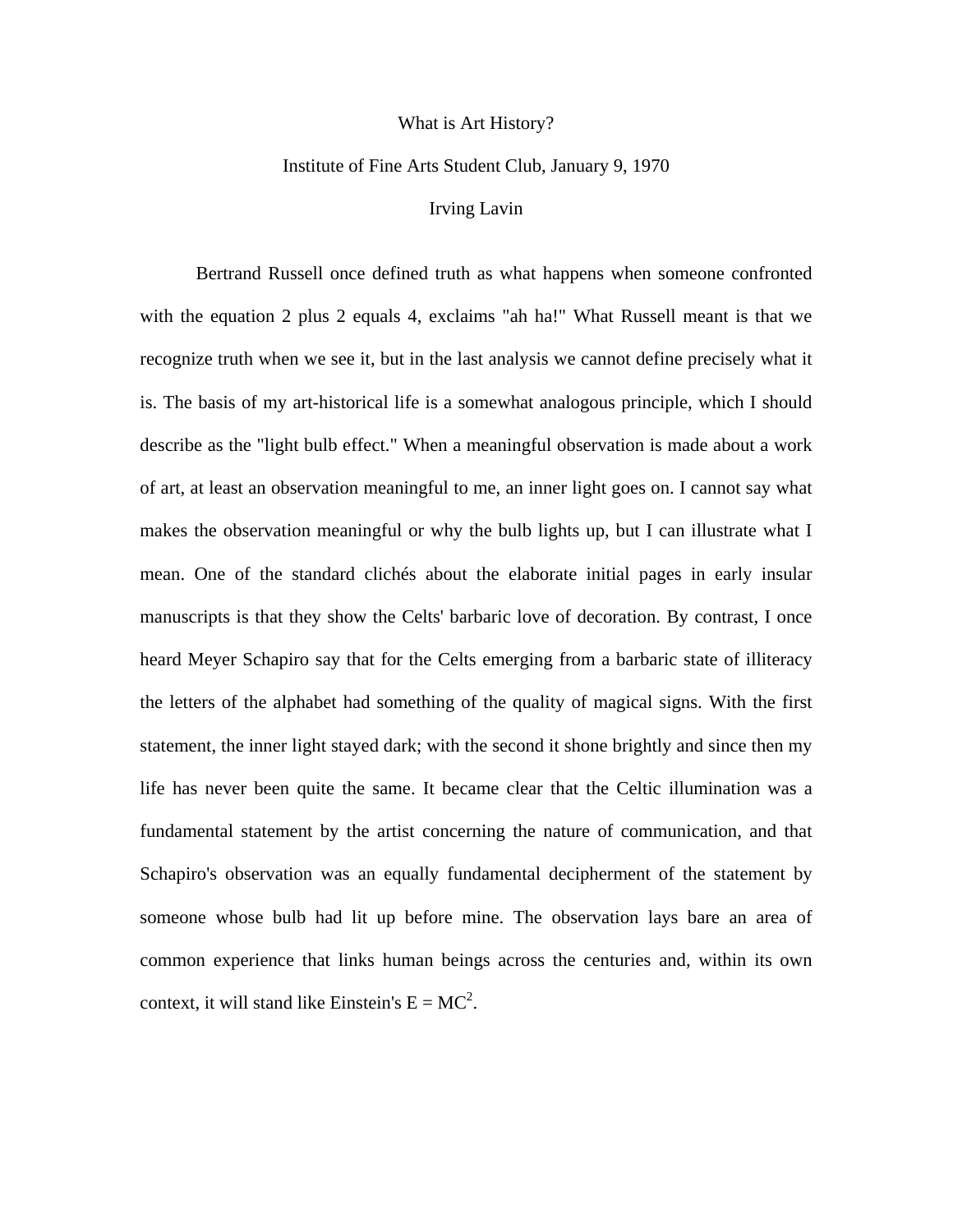# What is Art History?

Institute of Fine Arts Student Club, January 9, 1970

Irving Lavin

Bertrand Russell once defined truth as what happens when someone confronted with the equation 2 plus 2 equals 4, exclaims "ah ha!" What Russell meant is that we recognize truth when we see it, but in the last analysis we cannot define precisely what it is. The basis of my art-historical life is a somewhat analogous principle, which I should describe as the "light bulb effect." When a meaningful observation is made about a work of art, at least an observation meaningful to me, an inner light goes on. I cannot say what makes the observation meaningful or why the bulb lights up, but I can illustrate what I mean. One of the standard clichés about the elaborate initial pages in early insular manuscripts is that they show the Celts' barbaric love of decoration. By contrast, I once heard Meyer Schapiro say that for the Celts emerging from a barbaric state of illiteracy the letters of the alphabet had something of the quality of magical signs. With the first statement, the inner light stayed dark; with the second it shone brightly and since then my life has never been quite the same. It became clear that the Celtic illumination was a fundamental statement by the artist concerning the nature of communication, and that Schapiro's observation was an equally fundamental decipherment of the statement by someone whose bulb had lit up before mine. The observation lays bare an area of common experience that links human beings across the centuries and, within its own context, it will stand like Einstein's $E = MC^2$.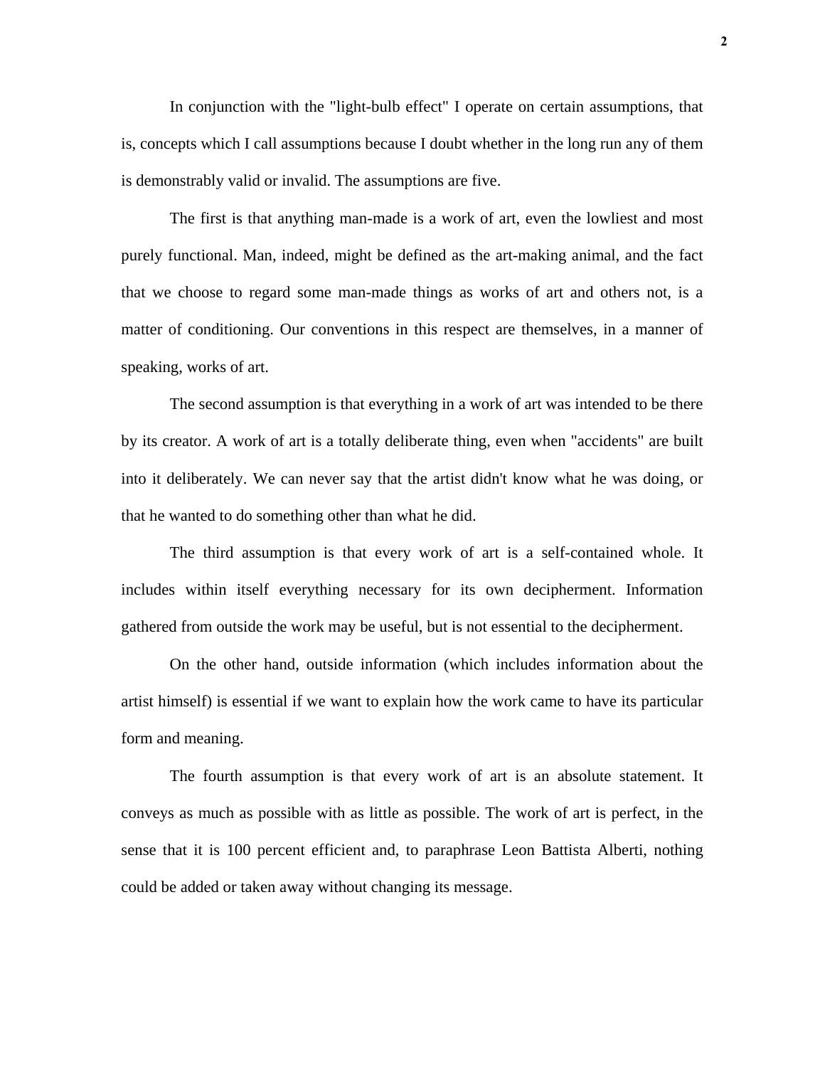In conjunction with the "light-bulb effect" I operate on certain assumptions, that is, concepts which I call assumptions because I doubt whether in the long run any of them is demonstrably valid or invalid. The assumptions are five.

The first is that anything man-made is a work of art, even the lowliest and most purely functional. Man, indeed, might be defined as the art-making animal, and the fact that we choose to regard some man-made things as works of art and others not, is a matter of conditioning. Our conventions in this respect are themselves, in a manner of speaking, works of art.

The second assumption is that everything in a work of art was intended to be there by its creator. A work of art is a totally deliberate thing, even when "accidents" are built into it deliberately. We can never say that the artist didn't know what he was doing, or that he wanted to do something other than what he did.

The third assumption is that every work of art is a self-contained whole. It includes within itself everything necessary for its own decipherment. Information gathered from outside the work may be useful, but is not essential to the decipherment.

On the other hand, outside information (which includes information about the artist himself) is essential if we want to explain how the work came to have its particular form and meaning.

The fourth assumption is that every work of art is an absolute statement. It conveys as much as possible with as little as possible. The work of art is perfect, in the sense that it is 100 percent efficient and, to paraphrase Leon Battista Alberti, nothing could be added or taken away without changing its message.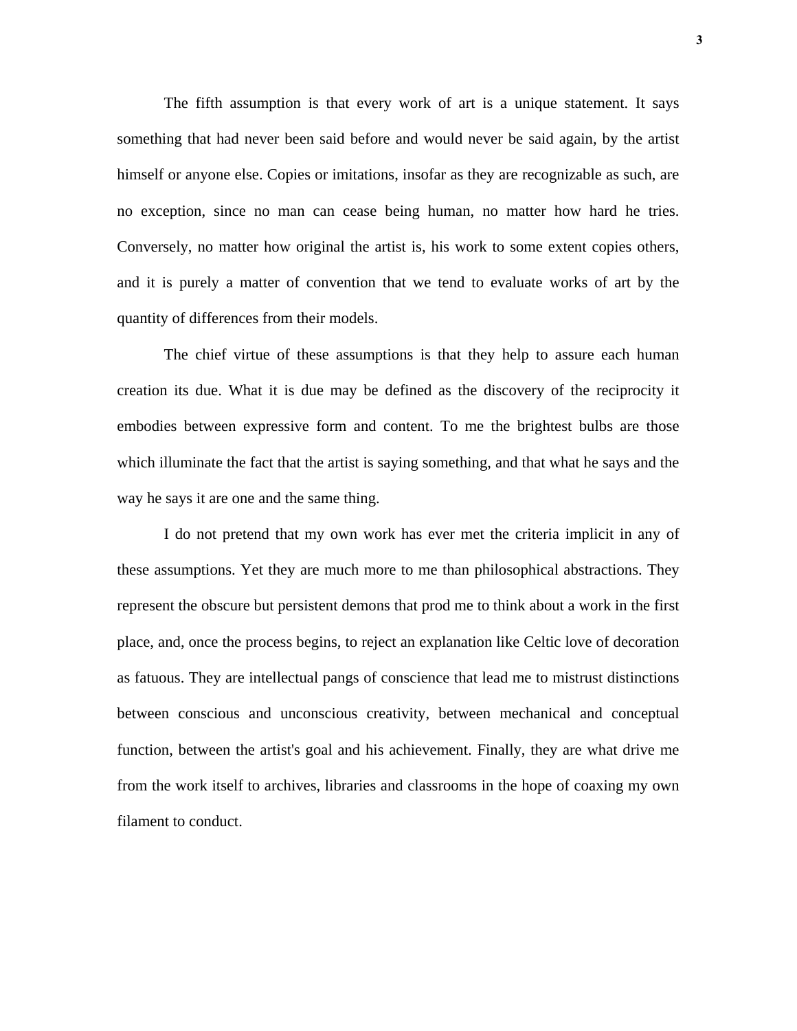The fifth assumption is that every work of art is a unique statement. It says something that had never been said before and would never be said again, by the artist himself or anyone else. Copies or imitations, insofar as they are recognizable as such, are no exception, since no man can cease being human, no matter how hard he tries. Conversely, no matter how original the artist is, his work to some extent copies others, and it is purely a matter of convention that we tend to evaluate works of art by the quantity of differences from their models.

The chief virtue of these assumptions is that they help to assure each human creation its due. What it is due may be defined as the discovery of the reciprocity it embodies between expressive form and content. To me the brightest bulbs are those which illuminate the fact that the artist is saying something, and that what he says and the way he says it are one and the same thing.

I do not pretend that my own work has ever met the criteria implicit in any of these assumptions. Yet they are much more to me than philosophical abstractions. They represent the obscure but persistent demons that prod me to think about a work in the first place, and, once the process begins, to reject an explanation like Celtic love of decoration as fatuous. They are intellectual pangs of conscience that lead me to mistrust distinctions between conscious and unconscious creativity, between mechanical and conceptual function, between the artist's goal and his achievement. Finally, they are what drive me from the work itself to archives, libraries and classrooms in the hope of coaxing my own filament to conduct.